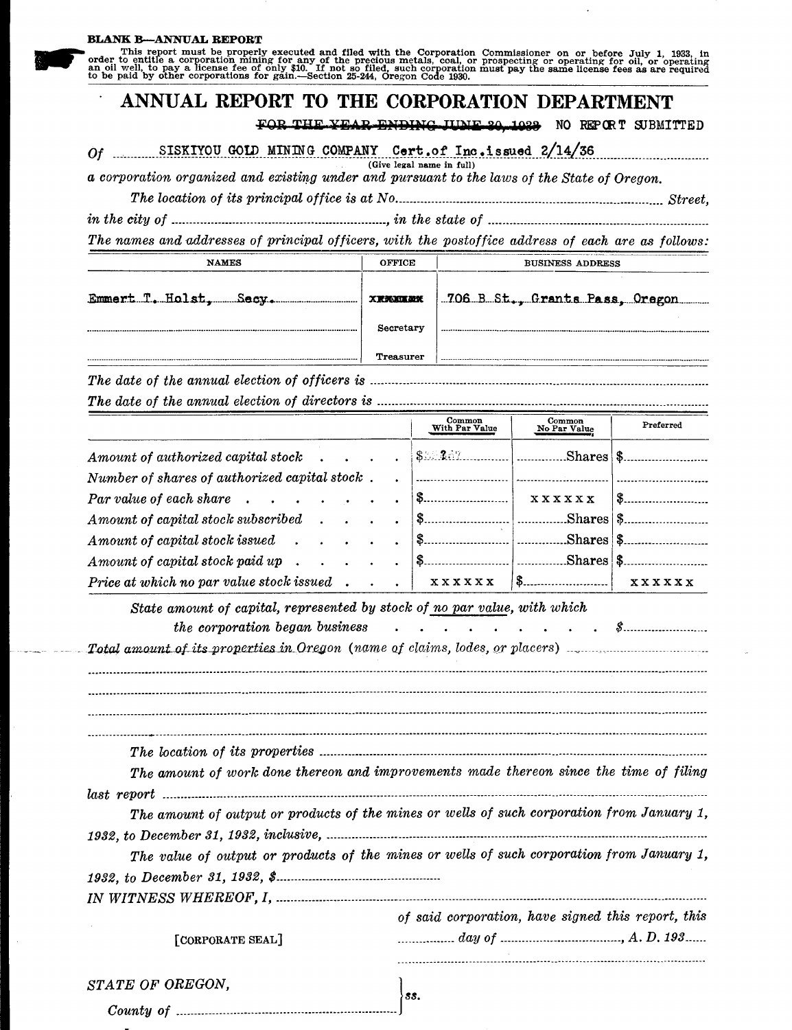**BLANK B—ANNUAL REPORT**

This report must be properly executed and filed with the Corporation Commissioner on or before July 1, 1933, in order to entitle a corporation mining for any of the precious metals, coal, or prospecting or operating for oil, or operating an oil well, to pay a license fee of only $10. If not so filed, such corporation must pay the same license fees as are required to be paid by other corporations for gain.—Section 25-244, Oregon Code 1930.

# ANNUAL REPORT TO THE CORPORATION DEPARTMENT

~~FOR THE YEAR ENDING JUNE 30, 1933~~ NO REPORT SUBMITTED

*Of* SISKIYOU GOLD MINING COMPANY Cert.of Inc.issued 2/14/36
(Give legal name in full)

*a corporation organized and existing under and pursuant to the laws of the State of Oregon.*

*The location of its principal office is at No.* .................... *Street,*

*in the city of* ...................., *in the state of* ....................

*The names and addresses of principal officers, with the postoffice address of each are as follows:*

| NAMES | OFFICE | BUSINESS ADDRESS |
|---|---|---|
| Emmert T. Holst, Secy. | ~~xxxxxxx~~ | 706 B St., Grants Pass, Oregon |
| | Secretary | |
| | Treasurer | |

*The date of the annual election of officers is* ....................

*The date of the annual election of directors is* ....................

| | Common With Par Value | Common No Par Value | Preferred |
|---|---|---|---|
| *Amount of authorized capital stock* | $ 2?? | Shares | $ |
| *Number of shares of authorized capital stock* | | | |
| *Par value of each share* | $ | xxxxxx | $ |
| *Amount of capital stock subscribed* | $ | Shares | $ |
| *Amount of capital stock issued* | $ | Shares | $ |
| *Amount of capital stock paid up* | $ | Shares | $ |
| *Price at which no par value stock issued* | xxxxxx | $ | xxxxxx |

*State amount of capital, represented by stock of no par value, with which the corporation began business* . . . . . . . . . . $....................

*Total amount of its properties in Oregon (name of claims, lodes, or placers)* ....................

*The location of its properties* ....................

*The amount of work done thereon and improvements made thereon since the time of filing last report* ....................

*The amount of output or products of the mines or wells of such corporation from January 1, 1932, to December 31, 1932, inclusive,* ....................

*The value of output or products of the mines or wells of such corporation from January 1, 1932, to December 31, 1932, $*....................

*IN WITNESS WHEREOF, I,* ....................

*of said corporation, have signed this report, this* .......... *day of* .................., *A. D. 193*...

[CORPORATE SEAL]

*STATE OF OREGON,*
*County of* .................... } *ss.*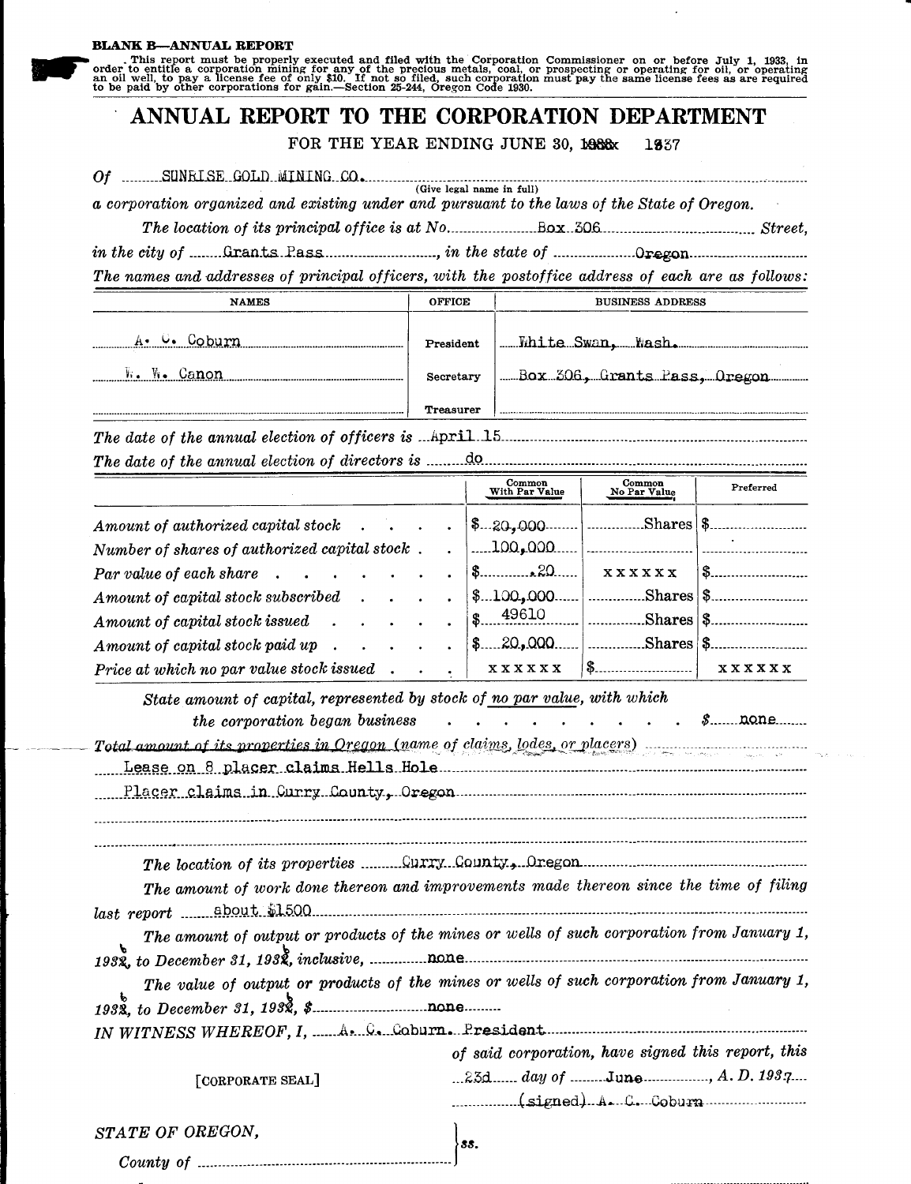**BLANK B—ANNUAL REPORT**

This report must be properly executed and filed with the Corporation Commissioner on or before July 1, 1933, in order to entitle a corporation mining for any of the precious metals, coal, or prospecting or operating for oil, or operating an oil well, to pay a license fee of only $10. If not so filed, such corporation must pay the same license fees as are required to be paid by other corporations for gain.—Section 25-244, Oregon Code 1930.

# ANNUAL REPORT TO THE CORPORATION DEPARTMENT

FOR THE YEAR ENDING JUNE 30, ~~1933~~ 1937

*Of* SUNRISE GOLD MINING CO.
(Give legal name in full)

*a corporation organized and existing under and pursuant to the laws of the State of Oregon.*

*The location of its principal office is at No.* Box 306 *Street,*

*in the city of* Grants Pass, *in the state of* Oregon

*The names and addresses of principal officers, with the postoffice address of each are as follows:*

| NAMES | OFFICE | BUSINESS ADDRESS |
|---|---|---|
| A. C. Coburn | President | White Swan, Wash. |
| W. W. Canon | Secretary | Box 306, Grants Pass, Oregon |
| | Treasurer | |

*The date of the annual election of officers is* April 15

*The date of the annual election of directors is* do

| | Common With Par Value | Common No Par Value | Preferred |
|---|---|---|---|
| Amount of authorized capital stock | $ 20,000 | Shares | $ |
| Number of shares of authorized capital stock | 100,000 | | |
| Par value of each share | $ .20 | xxxxxx | $ |
| Amount of capital stock subscribed | $ 100,000 | Shares | $ |
| Amount of capital stock issued | $ 49610 | Shares | $ |
| Amount of capital stock paid up | $ 20,000 | Shares | $ |
| Price at which no par value stock issued | xxxxxx | $ | xxxxxx |

*State amount of capital, represented by stock of no par value, with which the corporation began business* $ none

*Total amount of its properties in Oregon (name of claims, lodes, or placers)*

Lease on 8 placer claims Hells Hole

Placer claims in Curry County, Oregon

*The location of its properties* Curry County, Oregon

*The amount of work done thereon and improvements made thereon since the time of filing last report* about $1500

*The amount of output or products of the mines or wells of such corporation from January 1, 1936, to December 31, 1936, inclusive,* none

*The value of output or products of the mines or wells of such corporation from January 1, 1936, to December 31, 1936, $* none

*IN WITNESS WHEREOF, I,* A. C. Coburn. President *of said corporation, have signed this report, this* 23d *day of* June, *A. D. 1937.*

[CORPORATE SEAL]

(signed) A. C. Coburn

*STATE OF OREGON,*
*County of* } *ss.*